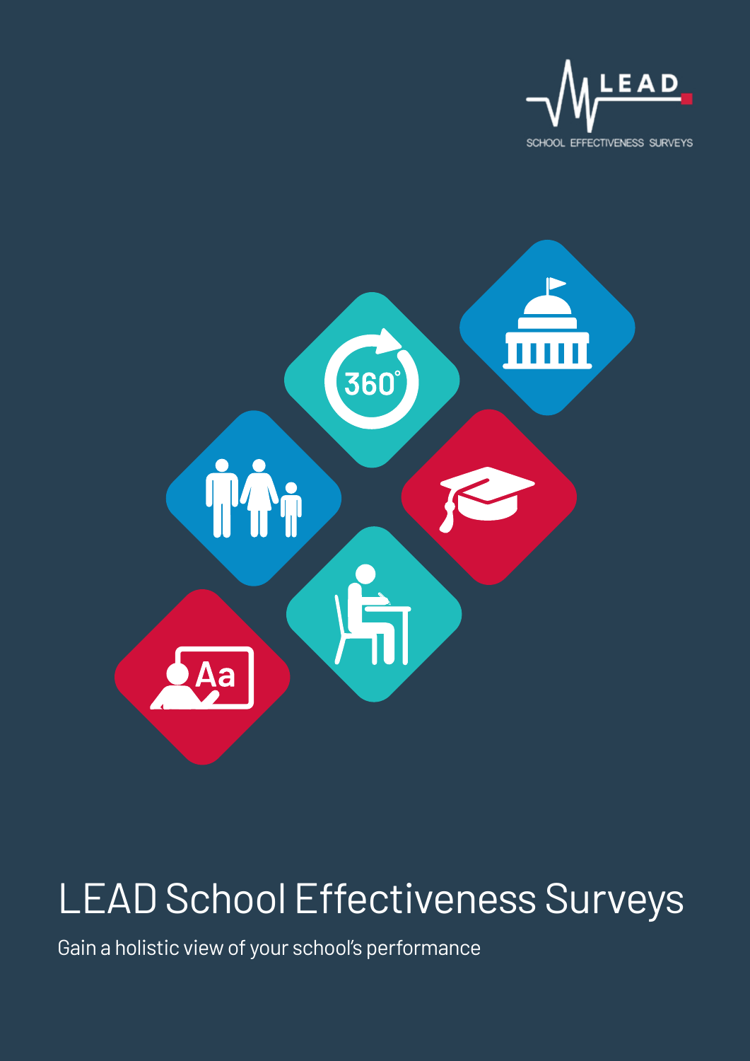LEAD

SCHOOL EFFECTIVENESS SURVEYS

# LEAD School Effectiveness Surveys

Gain a holistic view of your school's performance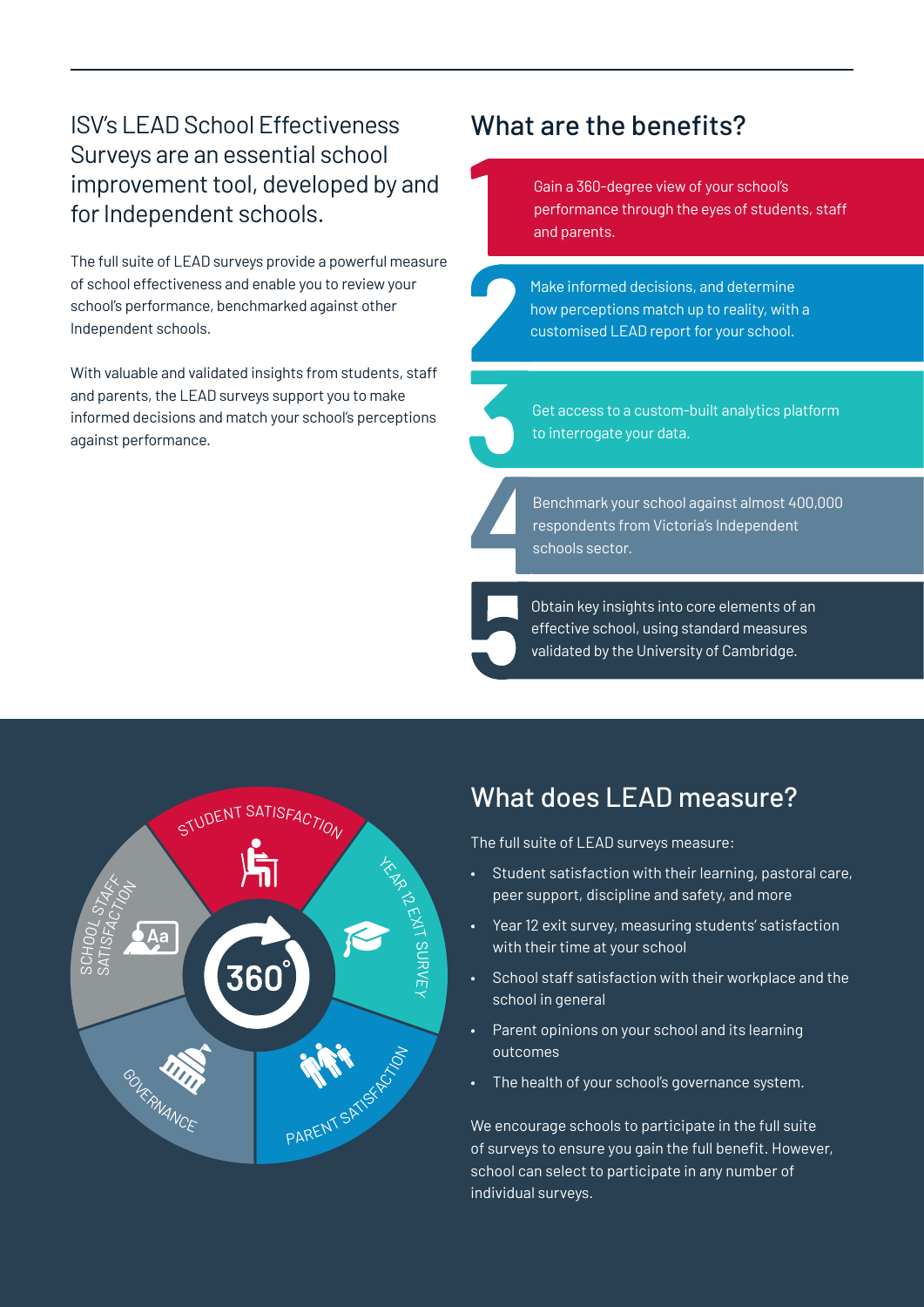ISV's LEAD School Effectiveness Surveys are an essential school improvement tool, developed by and for Independent schools.

The full suite of LEAD surveys provide a powerful measure of school effectiveness and enable you to review your school's performance, benchmarked against other Independent schools.

With valuable and validated insights from students, staff and parents, the LEAD surveys support you to make informed decisions and match your school's perceptions against performance.

## What are the benefits?

1. Gain a 360-degree view of your school's performance through the eyes of students, staff and parents.
2. Make informed decisions, and determine how perceptions match up to reality, with a customised LEAD report for your school.
3. Get access to a custom-built analytics platform to interrogate your data.
4. Benchmark your school against almost 400,000 respondents from Victoria's Independent schools sector.
5. Obtain key insights into core elements of an effective school, using standard measures validated by the University of Cambridge.

STUDENT SATISFACTION

YEAR 12 EXIT SURVEY

PARENT SATISFACTION

GOVERNANCE

SCHOOL STAFF SATISFACTION

360°

## What does LEAD measure?

The full suite of LEAD surveys measure:

- Student satisfaction with their learning, pastoral care, peer support, discipline and safety, and more
- Year 12 exit survey, measuring students' satisfaction with their time at your school
- School staff satisfaction with their workplace and the school in general
- Parent opinions on your school and its learning outcomes
- The health of your school's governance system.

We encourage schools to participate in the full suite of surveys to ensure you gain the full benefit. However, school can select to participate in any number of individual surveys.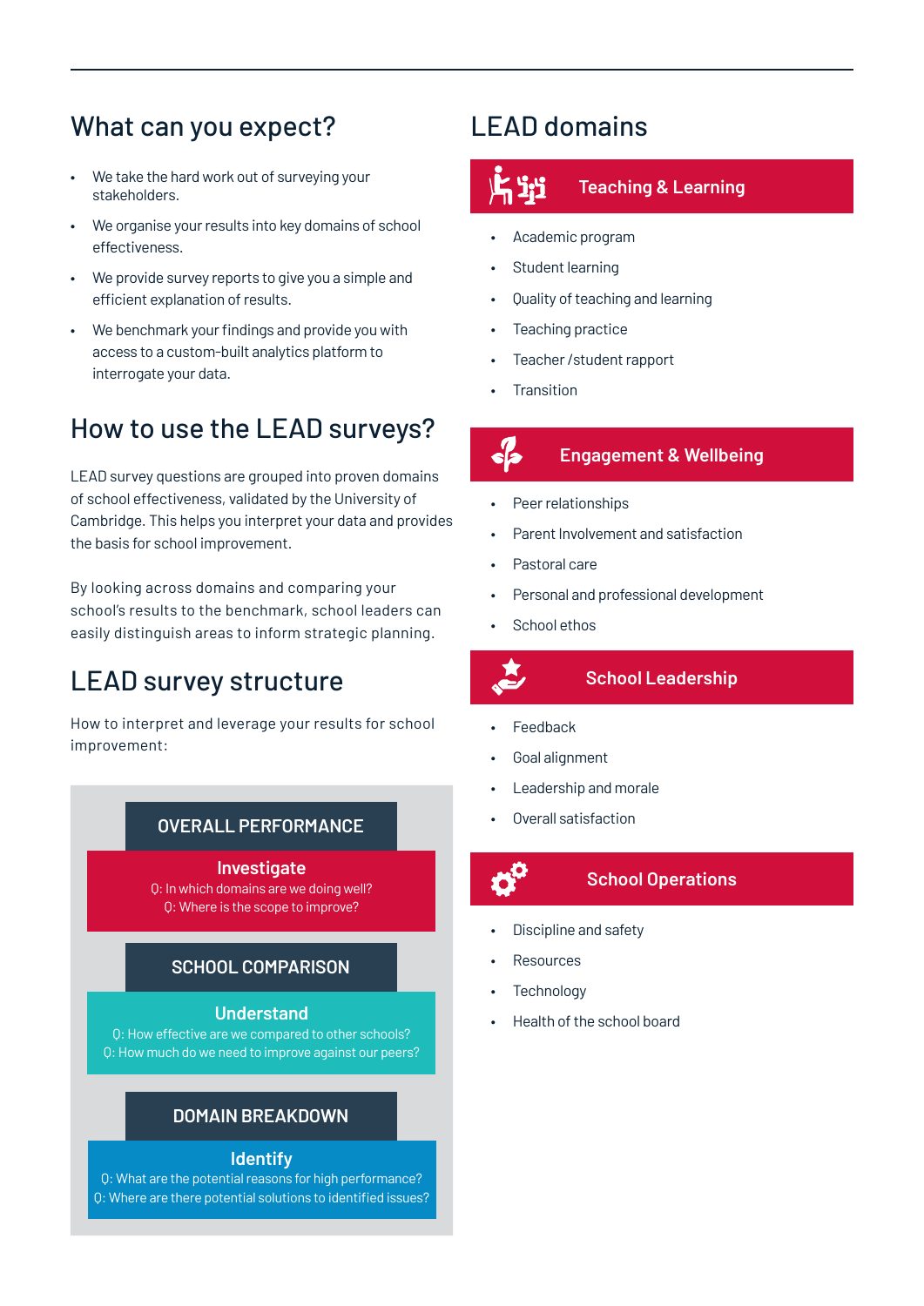## What can you expect?

- We take the hard work out of surveying your stakeholders.
- We organise your results into key domains of school effectiveness.
- We provide survey reports to give you a simple and efficient explanation of results.
- We benchmark your findings and provide you with access to a custom-built analytics platform to interrogate your data.

## How to use the LEAD surveys?

LEAD survey questions are grouped into proven domains of school effectiveness, validated by the University of Cambridge. This helps you interpret your data and provides the basis for school improvement.

By looking across domains and comparing your school's results to the benchmark, school leaders can easily distinguish areas to inform strategic planning.

## LEAD survey structure

How to interpret and leverage your results for school improvement:

**OVERALL PERFORMANCE**

**Investigate**
Q: In which domains are we doing well?
Q: Where is the scope to improve?

**SCHOOL COMPARISON**

**Understand**
Q: How effective are we compared to other schools?
Q: How much do we need to improve against our peers?

**DOMAIN BREAKDOWN**

**Identify**
Q: What are the potential reasons for high performance?
Q: Where are there potential solutions to identified issues?

## LEAD domains

### Teaching & Learning

- Academic program
- Student learning
- Quality of teaching and learning
- Teaching practice
- Teacher /student rapport
- Transition

### Engagement & Wellbeing

- Peer relationships
- Parent Involvement and satisfaction
- Pastoral care
- Personal and professional development
- School ethos

### School Leadership

- Feedback
- Goal alignment
- Leadership and morale
- Overall satisfaction

### School Operations

- Discipline and safety
- Resources
- Technology
- Health of the school board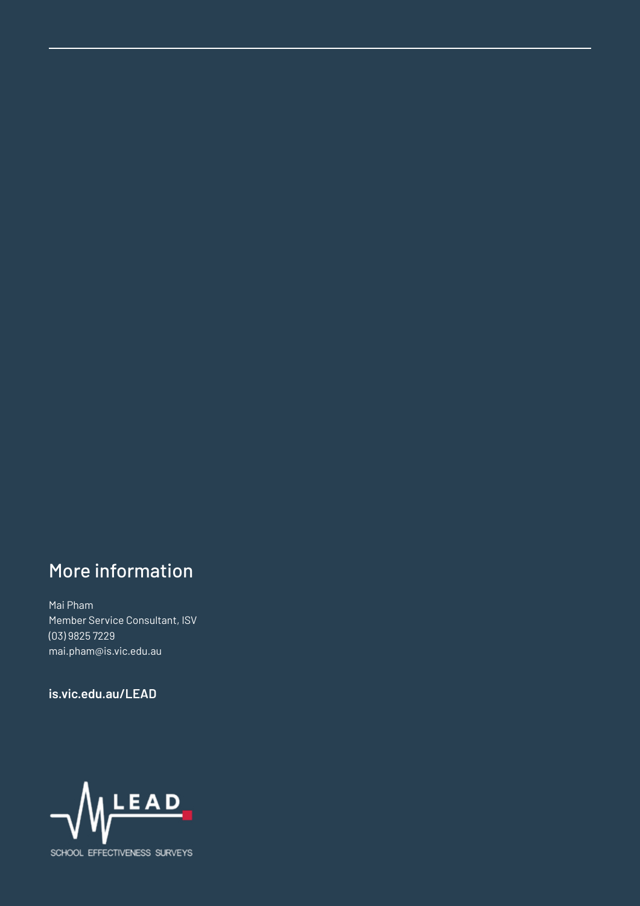## More information

Mai Pham
Member Service Consultant, ISV
(03) 9825 7229
mai.pham@is.vic.edu.au

**is.vic.edu.au/LEAD**

LEAD
SCHOOL EFFECTIVENESS SURVEYS